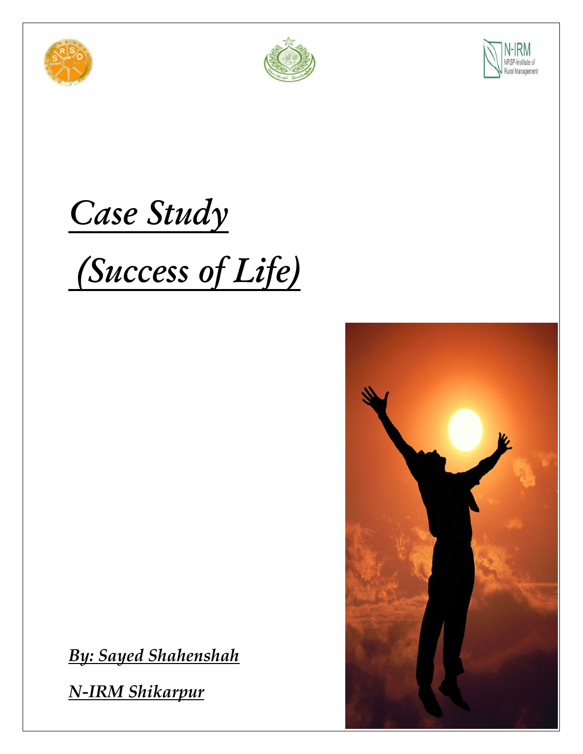# *Case Study*

# *(Success of Life)*

***By: Sayed Shahenshah***

***N-IRM Shikarpur***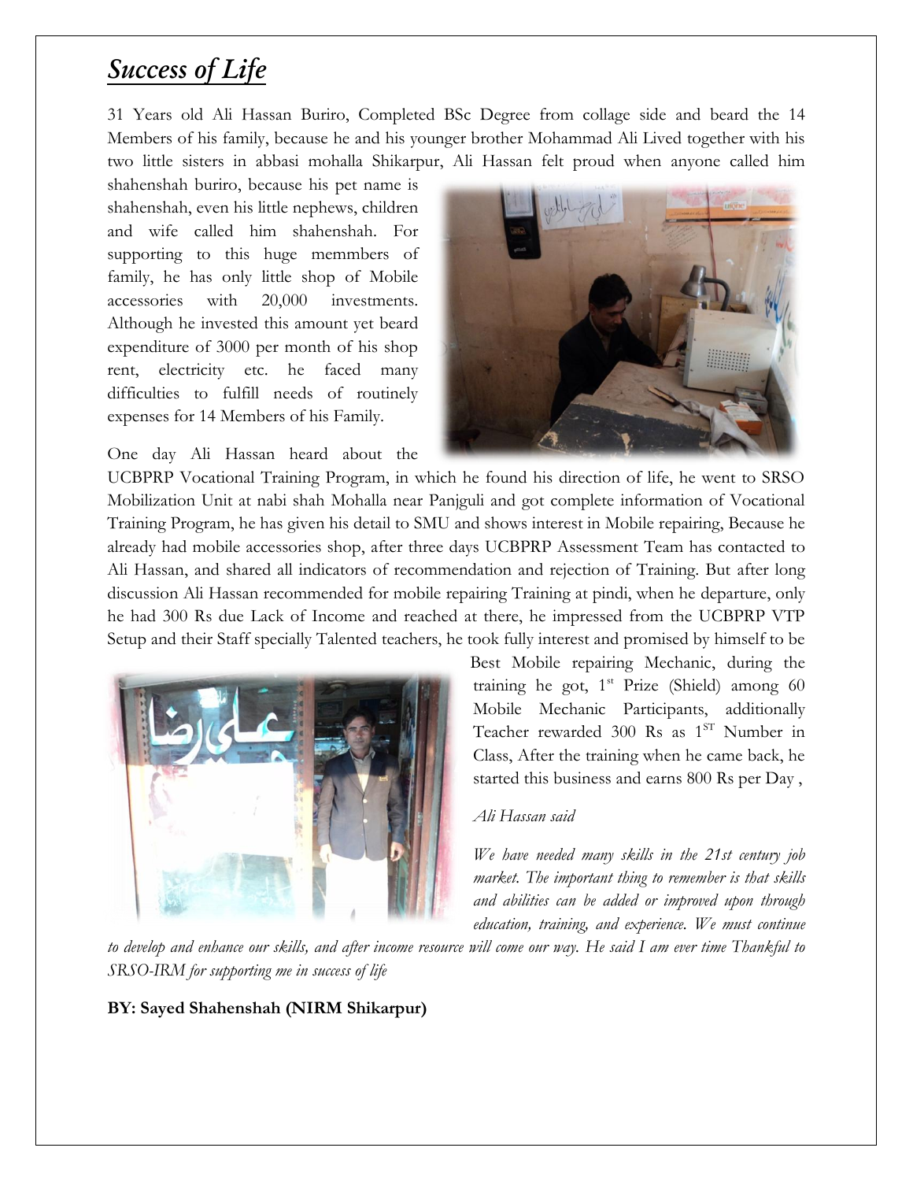# ***Success of Life***

31 Years old Ali Hassan Buriro, Completed BSc Degree from collage side and beard the 14 Members of his family, because he and his younger brother Mohammad Ali Lived together with his two little sisters in abbasi mohalla Shikarpur, Ali Hassan felt proud when anyone called him shahenshah buriro, because his pet name is shahenshah, even his little nephews, children and wife called him shahenshah. For supporting to this huge memmbers of family, he has only little shop of Mobile accessories with 20,000 investments. Although he invested this amount yet beard expenditure of 3000 per month of his shop rent, electricity etc. he faced many difficulties to fulfill needs of routinely expenses for 14 Members of his Family.

One day Ali Hassan heard about the UCBPRP Vocational Training Program, in which he found his direction of life, he went to SRSO Mobilization Unit at nabi shah Mohalla near Panjguli and got complete information of Vocational Training Program, he has given his detail to SMU and shows interest in Mobile repairing, Because he already had mobile accessories shop, after three days UCBPRP Assessment Team has contacted to Ali Hassan, and shared all indicators of recommendation and rejection of Training. But after long discussion Ali Hassan recommended for mobile repairing Training at pindi, when he departure, only he had 300 Rs due Lack of Income and reached at there, he impressed from the UCBPRP VTP Setup and their Staff specially Talented teachers, he took fully interest and promised by himself to be Best Mobile repairing Mechanic, during the training he got, 1st Prize (Shield) among 60 Mobile Mechanic Participants, additionally Teacher rewarded 300 Rs as 1ST Number in Class, After the training when he came back, he started this business and earns 800 Rs per Day ,

*Ali Hassan said*

*We have needed many skills in the 21st century job market. The important thing to remember is that skills and abilities can be added or improved upon through education, training, and experience. We must continue to develop and enhance our skills, and after income resource will come our way. He said I am ever time Thankful to SRSO-IRM for supporting me in success of life*

**BY: Sayed Shahenshah (NIRM Shikarpur)**